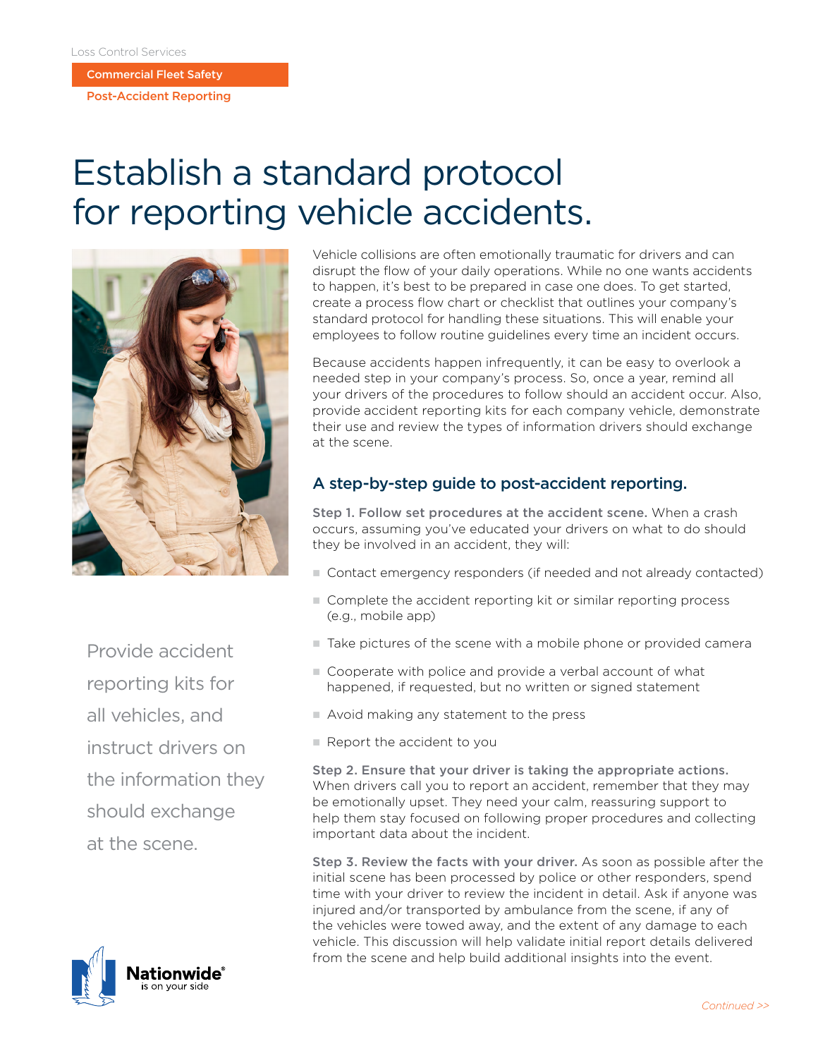Loss Control Services

**Commercial Fleet Safety**

**Post-Accident Reporting**

# Establish a standard protocol for reporting vehicle accidents.

Vehicle collisions are often emotionally traumatic for drivers and can disrupt the flow of your daily operations. While no one wants accidents to happen, it's best to be prepared in case one does. To get started, create a process flow chart or checklist that outlines your company's standard protocol for handling these situations. This will enable your employees to follow routine guidelines every time an incident occurs.

Because accidents happen infrequently, it can be easy to overlook a needed step in your company's process. So, once a year, remind all your drivers of the procedures to follow should an accident occur. Also, provide accident reporting kits for each company vehicle, demonstrate their use and review the types of information drivers should exchange at the scene.

> Provide accident reporting kits for all vehicles, and instruct drivers on the information they should exchange at the scene.

## A step-by-step guide to post-accident reporting.

**Step 1. Follow set procedures at the accident scene.** When a crash occurs, assuming you've educated your drivers on what to do should they be involved in an accident, they will:

- Contact emergency responders (if needed and not already contacted)
- Complete the accident reporting kit or similar reporting process (e.g., mobile app)
- Take pictures of the scene with a mobile phone or provided camera
- Cooperate with police and provide a verbal account of what happened, if requested, but no written or signed statement
- Avoid making any statement to the press
- Report the accident to you

**Step 2. Ensure that your driver is taking the appropriate actions.** When drivers call you to report an accident, remember that they may be emotionally upset. They need your calm, reassuring support to help them stay focused on following proper procedures and collecting important data about the incident.

**Step 3. Review the facts with your driver.** As soon as possible after the initial scene has been processed by police or other responders, spend time with your driver to review the incident in detail. Ask if anyone was injured and/or transported by ambulance from the scene, if any of the vehicles were towed away, and the extent of any damage to each vehicle. This discussion will help validate initial report details delivered from the scene and help build additional insights into the event.

Nationwide® is on your side

*Continued >>*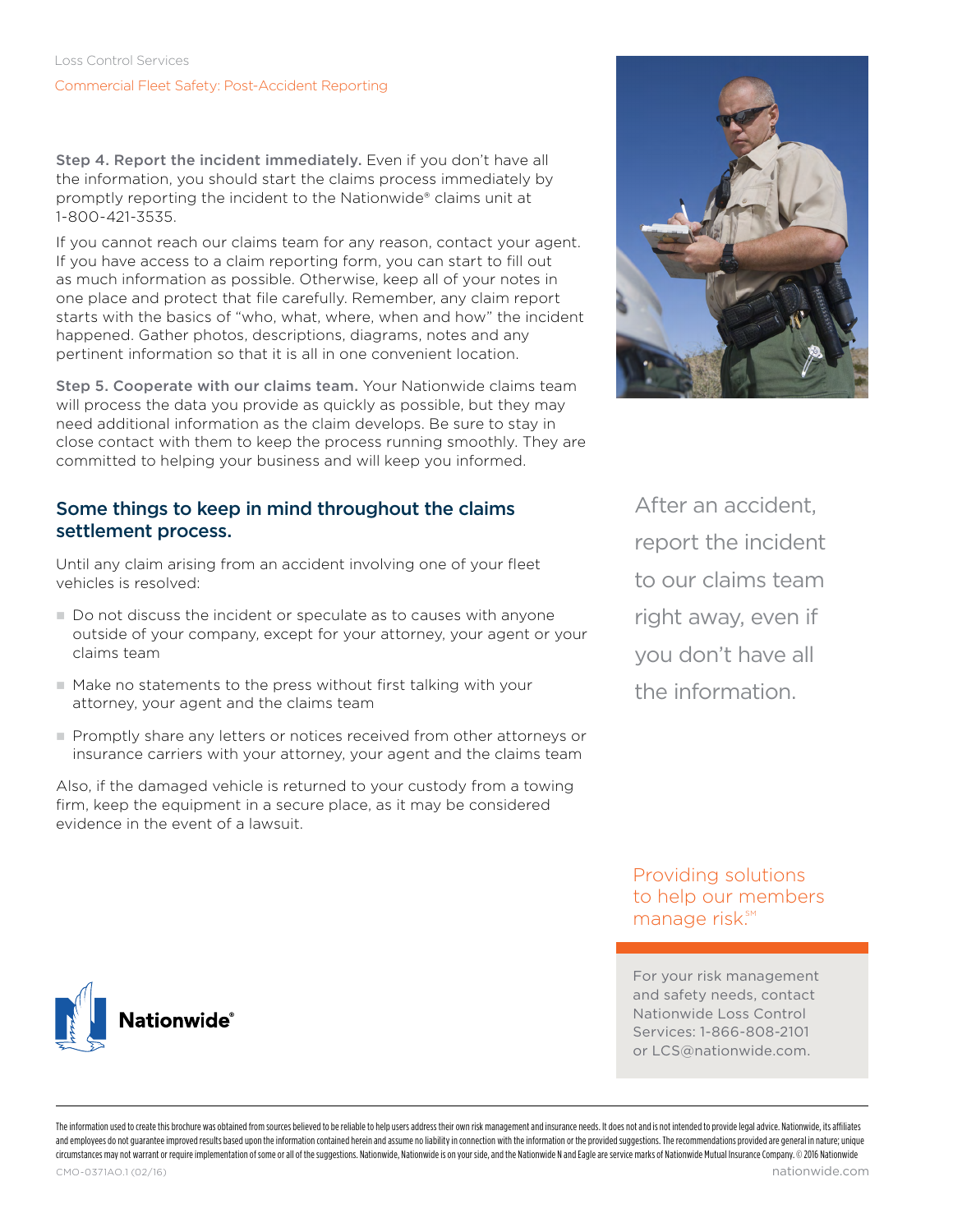Step 4. **Report the incident immediately.** Even if you don't have all the information, you should start the claims process immediately by promptly reporting the incident to the Nationwide® claims unit at 1-800-421-3535.

If you cannot reach our claims team for any reason, contact your agent. If you have access to a claim reporting form, you can start to fill out as much information as possible. Otherwise, keep all of your notes in one place and protect that file carefully. Remember, any claim report starts with the basics of "who, what, where, when and how" the incident happened. Gather photos, descriptions, diagrams, notes and any pertinent information so that it is all in one convenient location.

Step 5. **Cooperate with our claims team.** Your Nationwide claims team will process the data you provide as quickly as possible, but they may need additional information as the claim develops. Be sure to stay in close contact with them to keep the process running smoothly. They are committed to helping your business and will keep you informed.

## Some things to keep in mind throughout the claims settlement process.

Until any claim arising from an accident involving one of your fleet vehicles is resolved:

- Do not discuss the incident or speculate as to causes with anyone outside of your company, except for your attorney, your agent or your claims team
- Make no statements to the press without first talking with your attorney, your agent and the claims team
- Promptly share any letters or notices received from other attorneys or insurance carriers with your attorney, your agent and the claims team

Also, if the damaged vehicle is returned to your custody from a towing firm, keep the equipment in a secure place, as it may be considered evidence in the event of a lawsuit.

After an accident, report the incident to our claims team right away, even if you don't have all the information.

Providing solutions to help our members manage risk.[SM]

For your risk management and safety needs, contact Nationwide Loss Control Services: 1-866-808-2101 or LCS@nationwide.com.

Nationwide®

The information used to create this brochure was obtained from sources believed to be reliable to help users address their own risk management and insurance needs. It does not and is not intended to provide legal advice. Nationwide, its affiliates and employees do not guarantee improved results based upon the information contained herein and assume no liability in connection with the information or the provided suggestions. The recommendations provided are general in nature; unique circumstances may not warrant or require implementation of some or all of the suggestions. Nationwide, Nationwide is on your side, and the Nationwide N and Eagle are service marks of Nationwide Mutual Insurance Company. © 2016 Nationwide

CMO-0371AO.1 (02/16)

nationwide.com